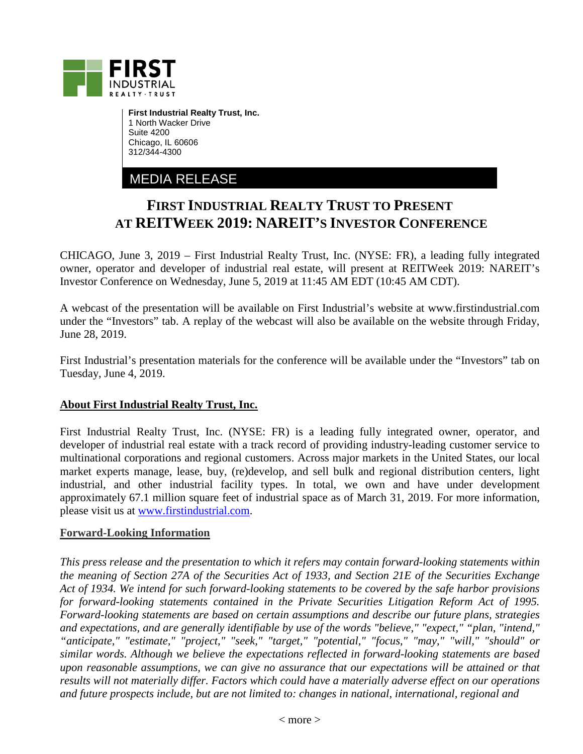**First Industrial Realty Trust, Inc.**
1 North Wacker Drive
Suite 4200
Chicago, IL 60606
312/344-4300

MEDIA RELEASE

# FIRST INDUSTRIAL REALTY TRUST TO PRESENT AT REITWEEK 2019: NAREIT'S INVESTOR CONFERENCE

CHICAGO, June 3, 2019 – First Industrial Realty Trust, Inc. (NYSE: FR), a leading fully integrated owner, operator and developer of industrial real estate, will present at REITWeek 2019: NAREIT's Investor Conference on Wednesday, June 5, 2019 at 11:45 AM EDT (10:45 AM CDT).

A webcast of the presentation will be available on First Industrial's website at www.firstindustrial.com under the "Investors" tab. A replay of the webcast will also be available on the website through Friday, June 28, 2019.

First Industrial's presentation materials for the conference will be available under the "Investors" tab on Tuesday, June 4, 2019.

## About First Industrial Realty Trust, Inc.

First Industrial Realty Trust, Inc. (NYSE: FR) is a leading fully integrated owner, operator, and developer of industrial real estate with a track record of providing industry-leading customer service to multinational corporations and regional customers. Across major markets in the United States, our local market experts manage, lease, buy, (re)develop, and sell bulk and regional distribution centers, light industrial, and other industrial facility types. In total, we own and have under development approximately 67.1 million square feet of industrial space as of March 31, 2019. For more information, please visit us at www.firstindustrial.com.

## Forward-Looking Information

*This press release and the presentation to which it refers may contain forward-looking statements within the meaning of Section 27A of the Securities Act of 1933, and Section 21E of the Securities Exchange Act of 1934. We intend for such forward-looking statements to be covered by the safe harbor provisions for forward-looking statements contained in the Private Securities Litigation Reform Act of 1995. Forward-looking statements are based on certain assumptions and describe our future plans, strategies and expectations, and are generally identifiable by use of the words "believe," "expect," "plan, "intend," "anticipate," "estimate," "project," "seek," "target," "potential," "focus," "may," "will," "should" or similar words. Although we believe the expectations reflected in forward-looking statements are based upon reasonable assumptions, we can give no assurance that our expectations will be attained or that results will not materially differ. Factors which could have a materially adverse effect on our operations and future prospects include, but are not limited to: changes in national, international, regional and*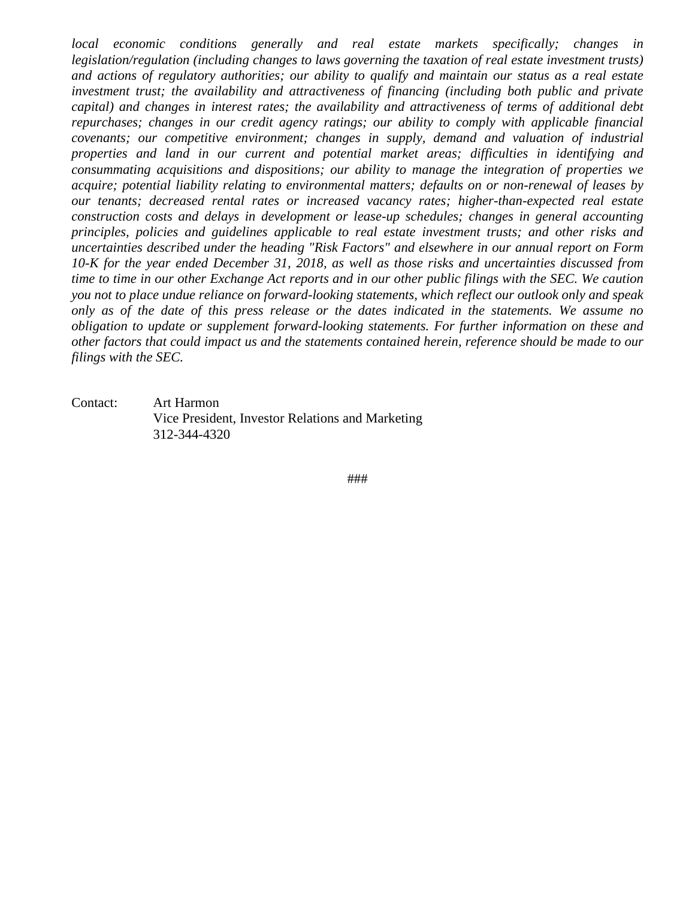*local economic conditions generally and real estate markets specifically; changes in legislation/regulation (including changes to laws governing the taxation of real estate investment trusts) and actions of regulatory authorities; our ability to qualify and maintain our status as a real estate investment trust; the availability and attractiveness of financing (including both public and private capital) and changes in interest rates; the availability and attractiveness of terms of additional debt repurchases; changes in our credit agency ratings; our ability to comply with applicable financial covenants; our competitive environment; changes in supply, demand and valuation of industrial properties and land in our current and potential market areas; difficulties in identifying and consummating acquisitions and dispositions; our ability to manage the integration of properties we acquire; potential liability relating to environmental matters; defaults on or non-renewal of leases by our tenants; decreased rental rates or increased vacancy rates; higher-than-expected real estate construction costs and delays in development or lease-up schedules; changes in general accounting principles, policies and guidelines applicable to real estate investment trusts; and other risks and uncertainties described under the heading "Risk Factors" and elsewhere in our annual report on Form 10-K for the year ended December 31, 2018, as well as those risks and uncertainties discussed from time to time in our other Exchange Act reports and in our other public filings with the SEC. We caution you not to place undue reliance on forward-looking statements, which reflect our outlook only and speak only as of the date of this press release or the dates indicated in the statements. We assume no obligation to update or supplement forward-looking statements. For further information on these and other factors that could impact us and the statements contained herein, reference should be made to our filings with the SEC.*

Contact: Art Harmon
Vice President, Investor Relations and Marketing
312-344-4320

###